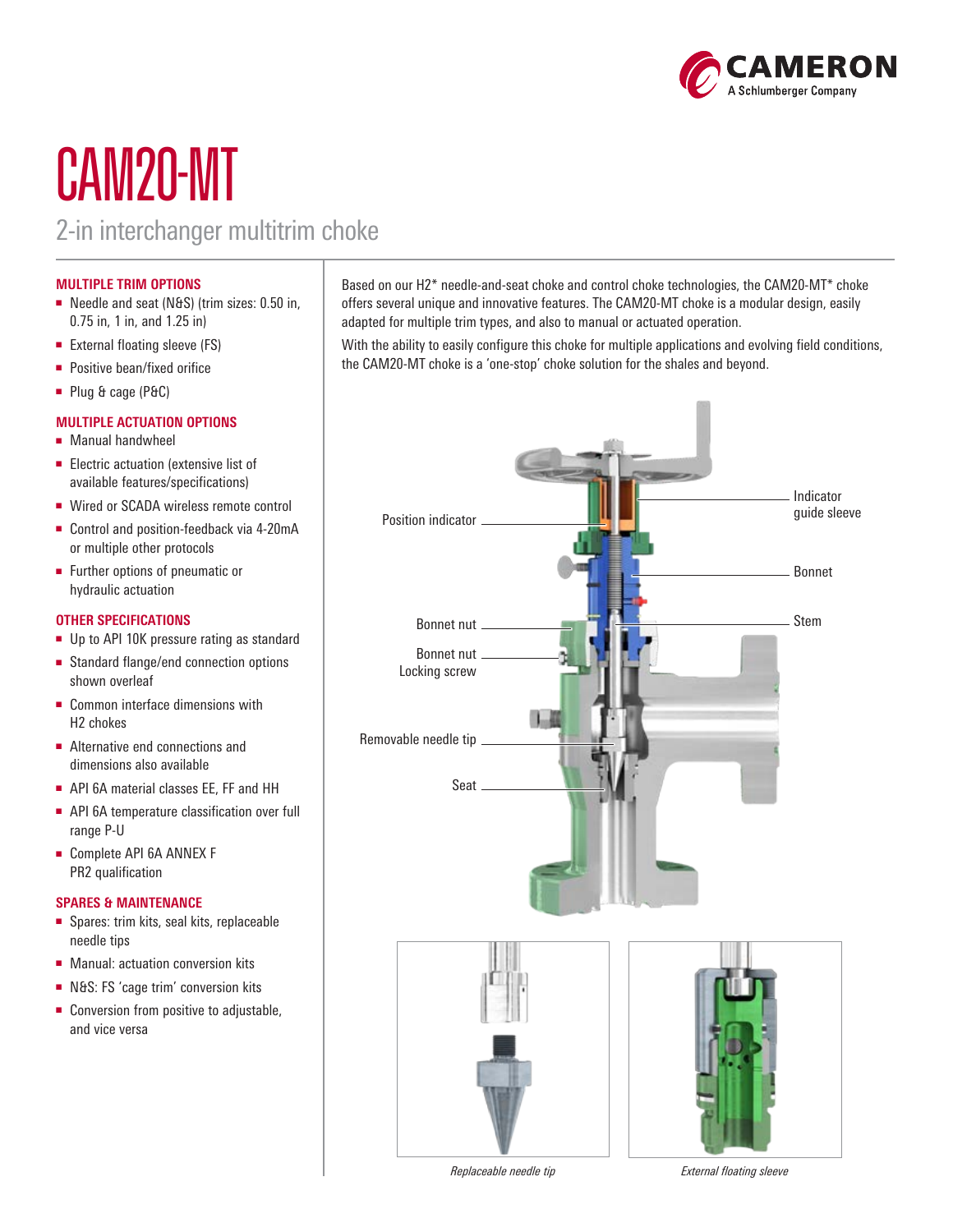# CAM20-MT

## 2-in interchanger multitrim choke

### MULTIPLE TRIM OPTIONS

- Needle and seat (N&S) (trim sizes: 0.50 in, 0.75 in, 1 in, and 1.25 in)
- External floating sleeve (FS)
- Positive bean/fixed orifice
- Plug & cage (P&C)

### MULTIPLE ACTUATION OPTIONS

- Manual handwheel
- Electric actuation (extensive list of available features/specifications)
- Wired or SCADA wireless remote control
- Control and position-feedback via 4-20mA or multiple other protocols
- Further options of pneumatic or hydraulic actuation

### OTHER SPECIFICATIONS

- Up to API 10K pressure rating as standard
- Standard flange/end connection options shown overleaf
- Common interface dimensions with H2 chokes
- Alternative end connections and dimensions also available
- API 6A material classes EE, FF and HH
- API 6A temperature classification over full range P-U
- Complete API 6A ANNEX F PR2 qualification

### SPARES & MAINTENANCE

- Spares: trim kits, seal kits, replaceable needle tips
- Manual: actuation conversion kits
- N&S: FS 'cage trim' conversion kits
- Conversion from positive to adjustable, and vice versa

Based on our H2* needle-and-seat choke and control choke technologies, the CAM20-MT* choke offers several unique and innovative features. The CAM20-MT choke is a modular design, easily adapted for multiple trim types, and also to manual or actuated operation.

With the ability to easily configure this choke for multiple applications and evolving field conditions, the CAM20-MT choke is a 'one-stop' choke solution for the shales and beyond.

Position indicator

Indicator guide sleeve

Bonnet

Bonnet nut

Stem

Bonnet nut Locking screw

Removable needle tip

Seat

*Replaceable needle tip*

*External floating sleeve*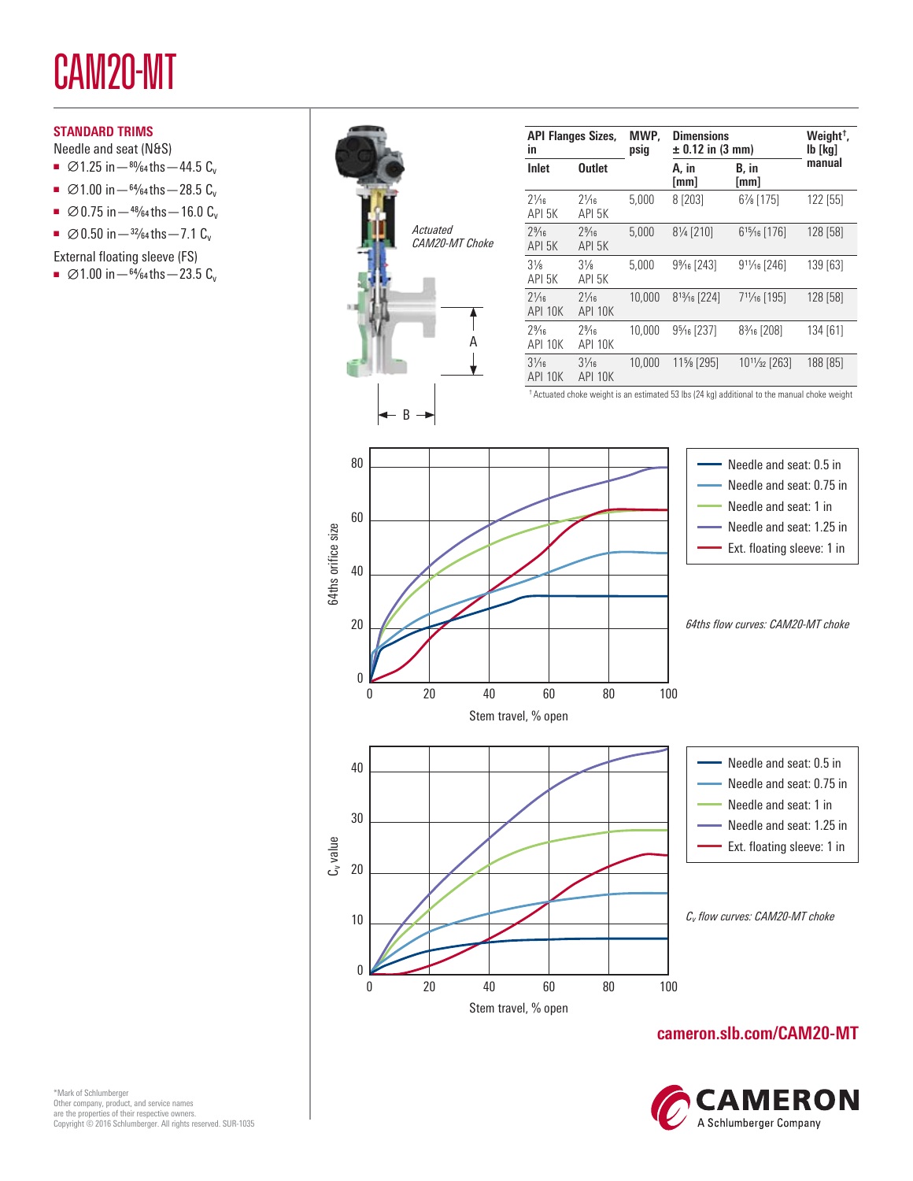# CAM20-MT

### STANDARD TRIMS

Needle and seat (N&S)

- ∅1.25 in—80⁄64ths—44.5 $C_v$
- ∅1.00 in—64⁄64ths—28.5 $C_v$
- ∅0.75 in—48⁄64ths—16.0 $C_v$
- ∅0.50 in—32⁄64ths—7.1 $C_v$

External floating sleeve (FS)

- ∅1.00 in—64⁄64ths—23.5 $C_v$

*Actuated CAM20-MT Choke*

A

B

| API Flanges Sizes, in | | MWP, psig | Dimensions ± 0.12 in (3 mm) | | Weight†, lb [kg] manual |
|---|---|---|---|---|---|
| Inlet | Outlet | | A, in [mm] | B, in [mm] | |
| 2¹⁄₁₆ API 5K | 2¹⁄₁₆ API 5K | 5,000 | 8 [203] | 6⅞ [175] | 122 [55] |
| 2⁹⁄₁₆ API 5K | 2⁹⁄₁₆ API 5K | 5,000 | 8¼ [210] | 6¹⁵⁄₁₆ [176] | 128 [58] |
| 3⅛ API 5K | 3⅛ API 5K | 5,000 | 9⁹⁄₁₆ [243] | 9¹¹⁄₁₆ [246] | 139 [63] |
| 2¹⁄₁₆ API 10K | 2¹⁄₁₆ API 10K | 10,000 | 8¹³⁄₁₆ [224] | 7¹¹⁄₁₆ [195] | 128 [58] |
| 2⁹⁄₁₆ API 10K | 2⁹⁄₁₆ API 10K | 10,000 | 9⁵⁄₁₆ [237] | 8³⁄₁₆ [208] | 134 [61] |
| 3¹⁄₁₆ API 10K | 3¹⁄₁₆ API 10K | 10,000 | 11⅝ [295] | 10¹¹⁄₃₂ [263] | 188 [85] |

† Actuated choke weight is an estimated 53 lbs (24 kg) additional to the manual choke weight

64ths orifice size

0 20 40 60 80

Stem travel, % open

0 20 40 60 80 100

Needle and seat: 0.5 in
Needle and seat: 0.75 in
Needle and seat: 1 in
Needle and seat: 1.25 in
Ext. floating sleeve: 1 in

*64ths flow curves: CAM20-MT choke*

$C_v$ value

0 10 20 30 40

Stem travel, % open

0 20 40 60 80 100

Needle and seat: 0.5 in
Needle and seat: 0.75 in
Needle and seat: 1 in
Needle and seat: 1.25 in
Ext. floating sleeve: 1 in

*$C_v$ flow curves: CAM20-MT choke*

**cameron.slb.com/CAM20-MT**

CAMERON
A Schlumberger Company

*Mark of Schlumberger
Other company, product, and service names are the properties of their respective owners.
Copyright © 2016 Schlumberger. All rights reserved. SUR-1035